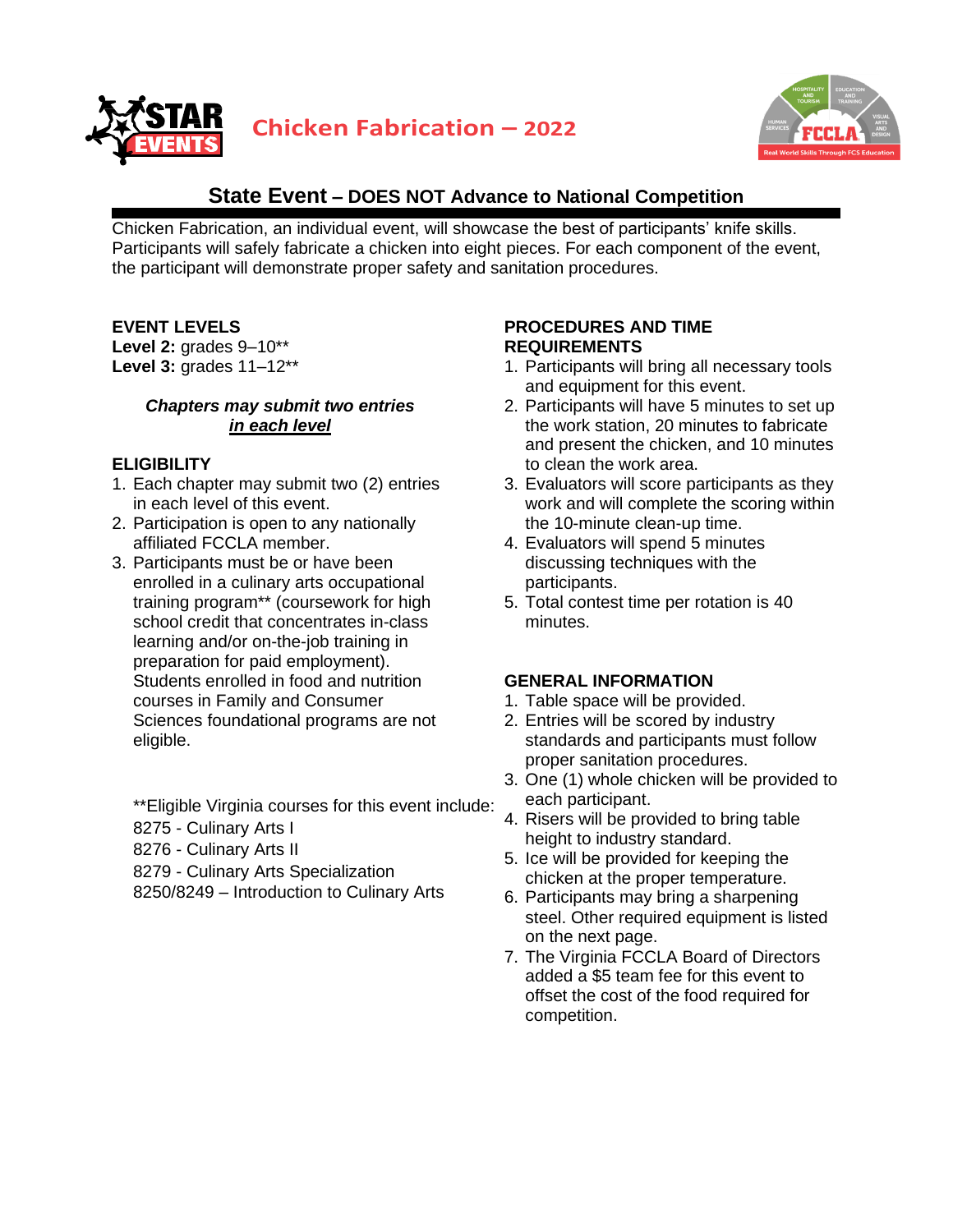# Chicken Fabrication – 2022

## State Event – DOES NOT Advance to National Competition

Chicken Fabrication, an individual event, will showcase the best of participants' knife skills. Participants will safely fabricate a chicken into eight pieces. For each component of the event, the participant will demonstrate proper safety and sanitation procedures.

### EVENT LEVELS

**Level 2:** grades 9–10**
**Level 3:** grades 11–12**

***Chapters may submit two entries <u>in each level</u>***

### ELIGIBILITY

1. Each chapter may submit two (2) entries in each level of this event.
2. Participation is open to any nationally affiliated FCCLA member.
3. Participants must be or have been enrolled in a culinary arts occupational training program** (coursework for high school credit that concentrates in-class learning and/or on-the-job training in preparation for paid employment). Students enrolled in food and nutrition courses in Family and Consumer Sciences foundational programs are not eligible.

**Eligible Virginia courses for this event include:
8275 - Culinary Arts I
8276 - Culinary Arts II
8279 - Culinary Arts Specialization
8250/8249 – Introduction to Culinary Arts

### PROCEDURES AND TIME REQUIREMENTS

1. Participants will bring all necessary tools and equipment for this event.
2. Participants will have 5 minutes to set up the work station, 20 minutes to fabricate and present the chicken, and 10 minutes to clean the work area.
3. Evaluators will score participants as they work and will complete the scoring within the 10-minute clean-up time.
4. Evaluators will spend 5 minutes discussing techniques with the participants.
5. Total contest time per rotation is 40 minutes.

### GENERAL INFORMATION

1. Table space will be provided.
2. Entries will be scored by industry standards and participants must follow proper sanitation procedures.
3. One (1) whole chicken will be provided to each participant.
4. Risers will be provided to bring table height to industry standard.
5. Ice will be provided for keeping the chicken at the proper temperature.
6. Participants may bring a sharpening steel. Other required equipment is listed on the next page.
7. The Virginia FCCLA Board of Directors added a $5 team fee for this event to offset the cost of the food required for competition.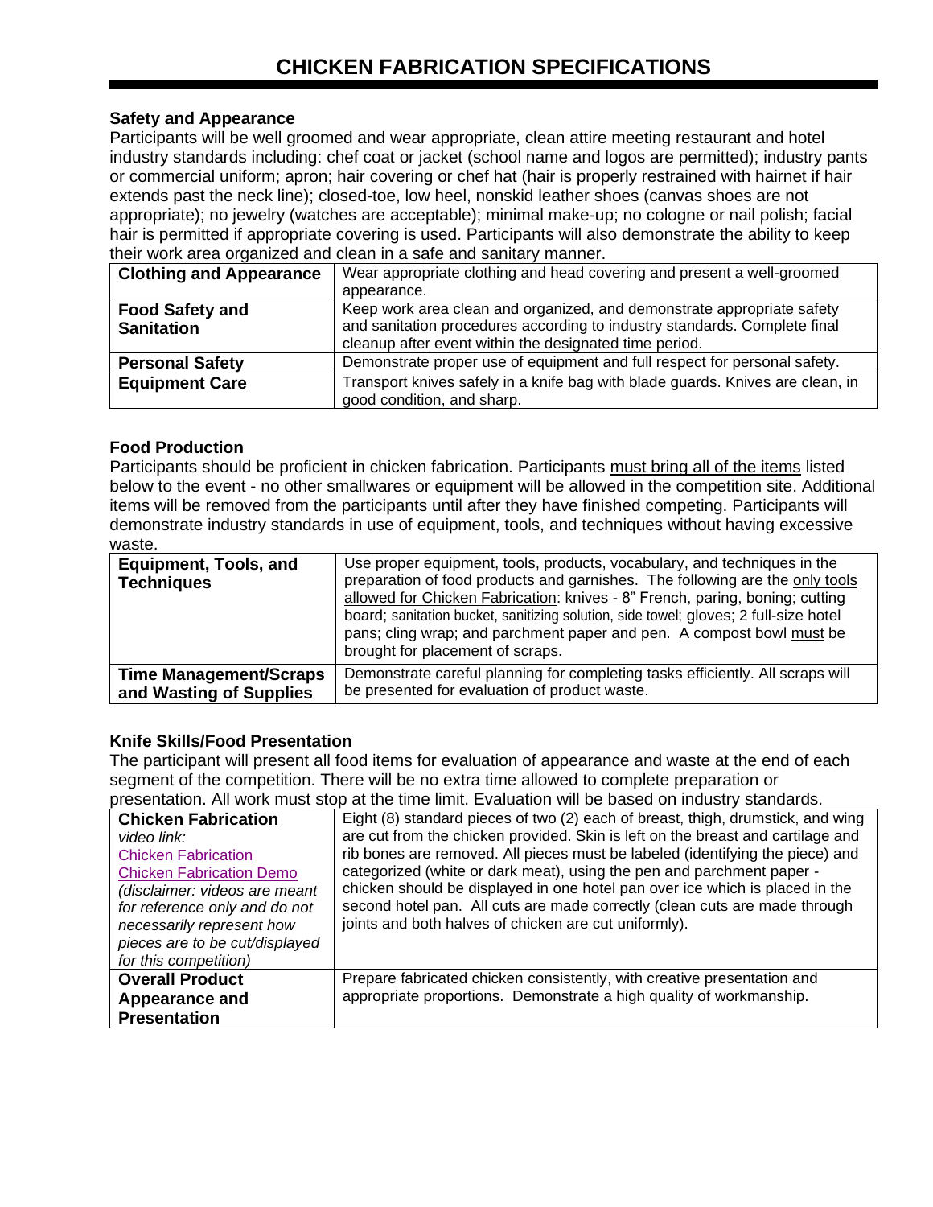# CHICKEN FABRICATION SPECIFICATIONS

### Safety and Appearance

Participants will be well groomed and wear appropriate, clean attire meeting restaurant and hotel industry standards including: chef coat or jacket (school name and logos are permitted); industry pants or commercial uniform; apron; hair covering or chef hat (hair is properly restrained with hairnet if hair extends past the neck line); closed-toe, low heel, nonskid leather shoes (canvas shoes are not appropriate); no jewelry (watches are acceptable); minimal make-up; no cologne or nail polish; facial hair is permitted if appropriate covering is used. Participants will also demonstrate the ability to keep their work area organized and clean in a safe and sanitary manner.

| | |
|---|---|
| **Clothing and Appearance** | Wear appropriate clothing and head covering and present a well-groomed appearance. |
| **Food Safety and Sanitation** | Keep work area clean and organized, and demonstrate appropriate safety and sanitation procedures according to industry standards. Complete final cleanup after event within the designated time period. |
| **Personal Safety** | Demonstrate proper use of equipment and full respect for personal safety. |
| **Equipment Care** | Transport knives safely in a knife bag with blade guards. Knives are clean, in good condition, and sharp. |

### Food Production

Participants should be proficient in chicken fabrication. Participants must bring all of the items listed below to the event - no other smallwares or equipment will be allowed in the competition site. Additional items will be removed from the participants until after they have finished competing. Participants will demonstrate industry standards in use of equipment, tools, and techniques without having excessive waste.

| | |
|---|---|
| **Equipment, Tools, and Techniques** | Use proper equipment, tools, products, vocabulary, and techniques in the preparation of food products and garnishes. The following are the only tools allowed for Chicken Fabrication: knives - 8" French, paring, boning; cutting board; sanitation bucket, sanitizing solution, side towel; gloves; 2 full-size hotel pans; cling wrap; and parchment paper and pen. A compost bowl must be brought for placement of scraps. |
| **Time Management/Scraps and Wasting of Supplies** | Demonstrate careful planning for completing tasks efficiently. All scraps will be presented for evaluation of product waste. |

### Knife Skills/Food Presentation

The participant will present all food items for evaluation of appearance and waste at the end of each segment of the competition. There will be no extra time allowed to complete preparation or presentation. All work must stop at the time limit. Evaluation will be based on industry standards.

| | |
|---|---|
| **Chicken Fabrication**<br>*video link:*<br>Chicken Fabrication<br>Chicken Fabrication Demo<br>*(disclaimer: videos are meant for reference only and do not necessarily represent how pieces are to be cut/displayed for this competition)* | Eight (8) standard pieces of two (2) each of breast, thigh, drumstick, and wing are cut from the chicken provided. Skin is left on the breast and cartilage and rib bones are removed. All pieces must be labeled (identifying the piece) and categorized (white or dark meat), using the pen and parchment paper - chicken should be displayed in one hotel pan over ice which is placed in the second hotel pan. All cuts are made correctly (clean cuts are made through joints and both halves of chicken are cut uniformly). |
| **Overall Product Appearance and Presentation** | Prepare fabricated chicken consistently, with creative presentation and appropriate proportions. Demonstrate a high quality of workmanship. |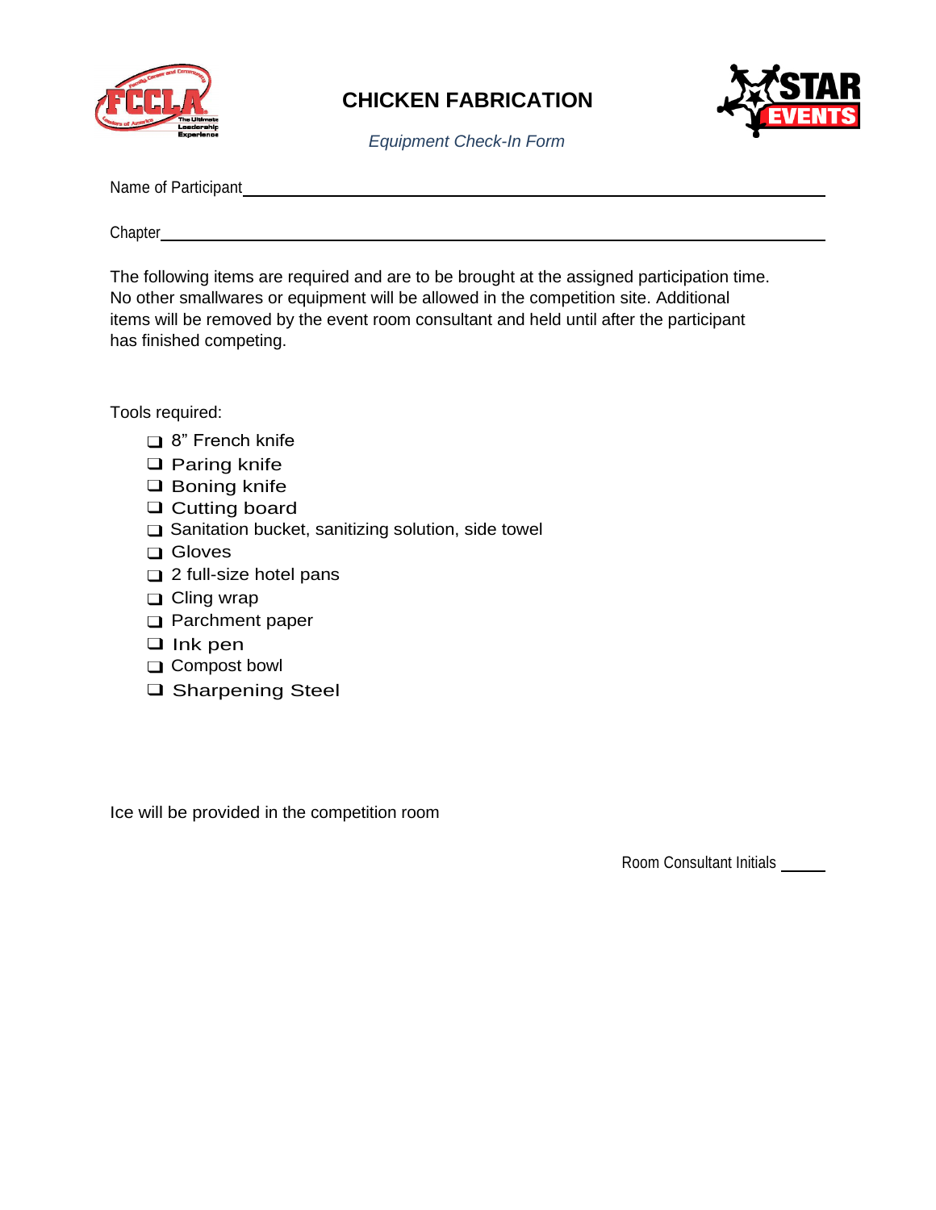# CHICKEN FABRICATION

*Equipment Check-In Form*

Name of Participant\_\_\_\_\_\_\_\_\_\_\_\_\_\_\_\_\_\_\_\_\_\_\_\_\_\_\_\_\_\_\_\_\_\_\_\_\_\_\_\_\_\_\_\_\_\_\_\_

Chapter\_\_\_\_\_\_\_\_\_\_\_\_\_\_\_\_\_\_\_\_\_\_\_\_\_\_\_\_\_\_\_\_\_\_\_\_\_\_\_\_\_\_\_\_\_\_\_\_\_\_\_\_\_\_\_\_

The following items are required and are to be brought at the assigned participation time. No other smallwares or equipment will be allowed in the competition site. Additional items will be removed by the event room consultant and held until after the participant has finished competing.

Tools required:

- ☐ 8" French knife
- ☐ Paring knife
- ☐ Boning knife
- ☐ Cutting board
- ☐ Sanitation bucket, sanitizing solution, side towel
- ☐ Gloves
- ☐ 2 full-size hotel pans
- ☐ Cling wrap
- ☐ Parchment paper
- ☐ Ink pen
- ☐ Compost bowl
- ☐ Sharpening Steel

Ice will be provided in the competition room

Room Consultant Initials \_\_\_\_\_\_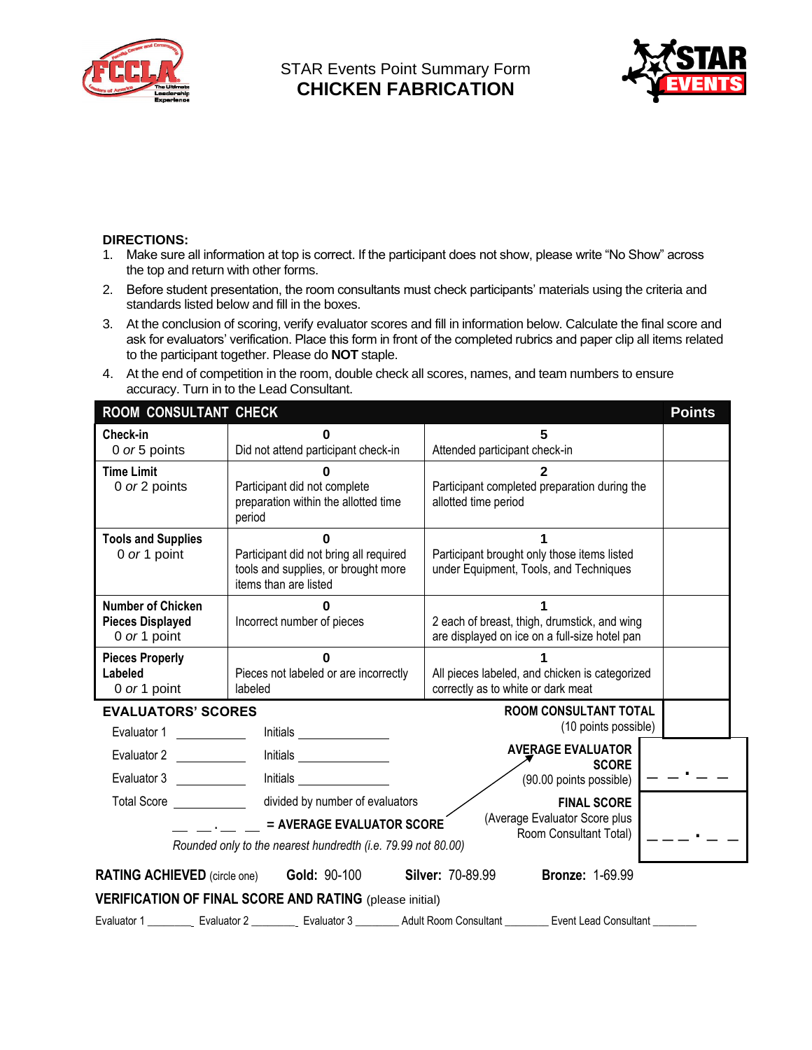STAR Events Point Summary Form

# CHICKEN FABRICATION

**DIRECTIONS:**

1. Make sure all information at top is correct. If the participant does not show, please write "No Show" across the top and return with other forms.
2. Before student presentation, the room consultants must check participants' materials using the criteria and standards listed below and fill in the boxes.
3. At the conclusion of scoring, verify evaluator scores and fill in information below. Calculate the final score and ask for evaluators' verification. Place this form in front of the completed rubrics and paper clip all items related to the participant together. Please do **NOT** staple.
4. At the end of competition in the room, double check all scores, names, and team numbers to ensure accuracy. Turn in to the Lead Consultant.

| ROOM CONSULTANT CHECK | | | Points |
|---|---|---|---|
| **Check-in** 0 *or* 5 points | **0** Did not attend participant check-in | **5** Attended participant check-in | |
| **Time Limit** 0 *or* 2 points | **0** Participant did not complete preparation within the allotted time period | **2** Participant completed preparation during the allotted time period | |
| **Tools and Supplies** 0 *or* 1 point | **0** Participant did not bring all required tools and supplies, or brought more items than are listed | **1** Participant brought only those items listed under Equipment, Tools, and Techniques | |
| **Number of Chicken Pieces Displayed** 0 *or* 1 point | **0** Incorrect number of pieces | **1** 2 each of breast, thigh, drumstick, and wing are displayed on ice on a full-size hotel pan | |
| **Pieces Properly Labeled** 0 *or* 1 point | **0** Pieces not labeled or are incorrectly labeled | **1** All pieces labeled, and chicken is categorized correctly as to white or dark meat | |

**EVALUATORS' SCORES**

Evaluator 1 __________ Initials ____________

Evaluator 2 __________ Initials ____________

Evaluator 3 __________ Initials ____________

Total Score __________ divided by number of evaluators

__ __.__ __ = **AVERAGE EVALUATOR SCORE**

*Rounded only to the nearest hundredth (i.e. 79.99 not 80.00)*

**ROOM CONSULTANT TOTAL** (10 points possible) ________

**AVERAGE EVALUATOR SCORE** (90.00 points possible) __ __.__ __

**FINAL SCORE** (Average Evaluator Score plus Room Consultant Total) __ __ __.__ __

**RATING ACHIEVED** (circle one) **Gold:** 90-100 **Silver:** 70-89.99 **Bronze:** 1-69.99

**VERIFICATION OF FINAL SCORE AND RATING** (please initial)

Evaluator 1 ________ Evaluator 2 ________ Evaluator 3 ________ Adult Room Consultant ________ Event Lead Consultant ________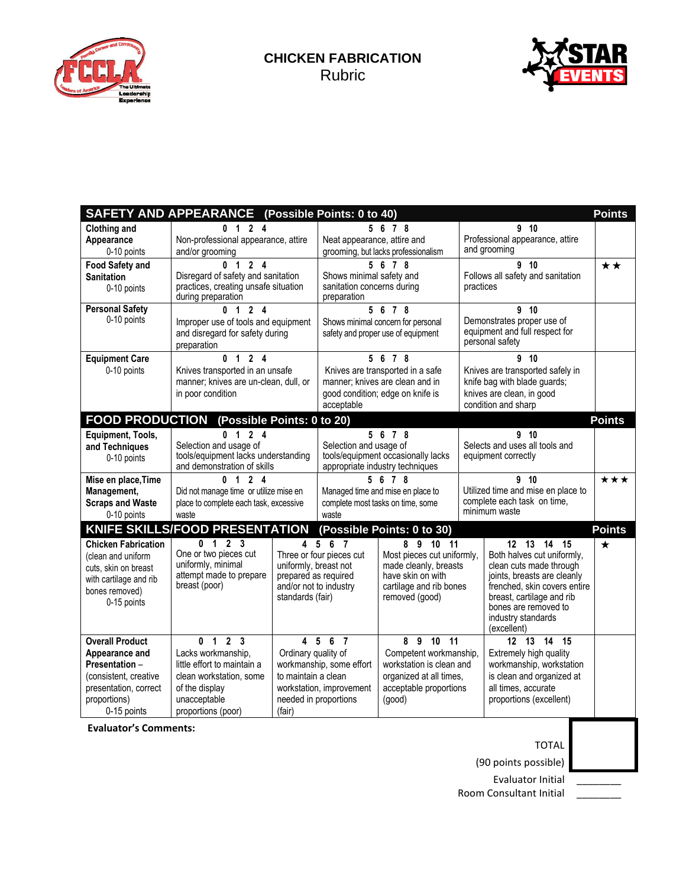# CHICKEN FABRICATION

Rubric

| SAFETY AND APPEARANCE (Possible Points: 0 to 40) | | | | Points |
|---|---|---|---|---|
| **Clothing and Appearance** 0-10 points | 0 1 2 4 Non-professional appearance, attire and/or grooming | 5 6 7 8 Neat appearance, attire and grooming, but lacks professionalism | 9 10 Professional appearance, attire and grooming | |
| **Food Safety and Sanitation** 0-10 points | 0 1 2 4 Disregard of safety and sanitation practices, creating unsafe situation during preparation | 5 6 7 8 Shows minimal safety and sanitation concerns during preparation | 9 10 Follows all safety and sanitation practices | ★★ |
| **Personal Safety** 0-10 points | 0 1 2 4 Improper use of tools and equipment and disregard for safety during preparation | 5 6 7 8 Shows minimal concern for personal safety and proper use of equipment | 9 10 Demonstrates proper use of equipment and full respect for personal safety | |
| **Equipment Care** 0-10 points | 0 1 2 4 Knives transported in an unsafe manner; knives are un-clean, dull, or in poor condition | 5 6 7 8 Knives are transported in a safe manner; knives are clean and in good condition; edge on knife is acceptable | 9 10 Knives are transported safely in knife bag with blade guards; knives are clean, in good condition and sharp | |

| FOOD PRODUCTION (Possible Points: 0 to 20) | | | | Points |
|---|---|---|---|---|
| **Equipment, Tools, and Techniques** 0-10 points | 0 1 2 4 Selection and usage of tools/equipment lacks understanding and demonstration of skills | 5 6 7 8 Selection and usage of tools/equipment occasionally lacks appropriate industry techniques | 9 10 Selects and uses all tools and equipment correctly | |
| **Mise en place, Time Management, Scraps and Waste** 0-10 points | 0 1 2 4 Did not manage time or utilize mise en place to complete each task, excessive waste | 5 6 7 8 Managed time and mise en place to complete most tasks on time, some waste | 9 10 Utilized time and mise en place to complete each task on time, minimum waste | ★★★ |

| KNIFE SKILLS/FOOD PRESENTATION (Possible Points: 0 to 30) | | | | | Points |
|---|---|---|---|---|---|
| **Chicken Fabrication** (clean and uniform cuts, skin on breast with cartilage and rib bones removed) 0-15 points | 0 1 2 3 One or two pieces cut uniformly, minimal attempt made to prepare breast (poor) | 4 5 6 7 Three or four pieces cut prepared as required and/or not to industry standards (fair) | 8 9 10 11 Most pieces cut uniformly, made cleanly, breasts have skin on with cartilage and rib bones removed (good) | 12 13 14 15 Both halves cut uniformly, clean cuts made through joints, breasts are cleanly frenched, skin covers entire breast, cartilage and rib bones are removed to industry standards (excellent) | ★ |
| **Overall Product Appearance and Presentation** – (consistent, creative presentation, correct proportions) 0-15 points | 0 1 2 3 Lacks workmanship, little effort to maintain a clean workstation, some of the display unacceptable proportions (poor) | 4 5 6 7 Ordinary quality of workmanship, some effort to maintain a clean workstation, improvement needed in proportions (fair) | 8 9 10 11 Competent workmanship, workstation is clean and organized at all times, acceptable proportions (good) | 12 13 14 15 Extremely high quality workmanship, workstation is clean and organized at all times, accurate proportions (excellent) | |

**Evaluator's Comments:**

TOTAL

(90 points possible)

Evaluator Initial ________

Room Consultant Initial ________